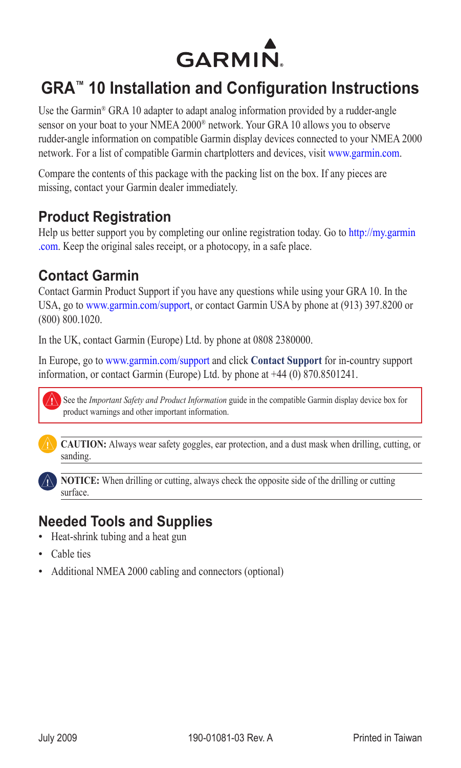GARMIN

# GRA™ 10 Installation and Configuration Instructions

Use the Garmin® GRA 10 adapter to adapt analog information provided by a rudder-angle sensor on your boat to your NMEA 2000® network. Your GRA 10 allows you to observe rudder-angle information on compatible Garmin display devices connected to your NMEA 2000 network. For a list of compatible Garmin chartplotters and devices, visit www.garmin.com.

Compare the contents of this package with the packing list on the box. If any pieces are missing, contact your Garmin dealer immediately.

## Product Registration

Help us better support you by completing our online registration today. Go to http://my.garmin.com. Keep the original sales receipt, or a photocopy, in a safe place.

## Contact Garmin

Contact Garmin Product Support if you have any questions while using your GRA 10. In the USA, go to www.garmin.com/support, or contact Garmin USA by phone at (913) 397.8200 or (800) 800.1020.

In the UK, contact Garmin (Europe) Ltd. by phone at 0808 2380000.

In Europe, go to www.garmin.com/support and click **Contact Support** for in-country support information, or contact Garmin (Europe) Ltd. by phone at +44 (0) 870.8501241.

See the *Important Safety and Product Information* guide in the compatible Garmin display device box for product warnings and other important information.

**CAUTION:** Always wear safety goggles, ear protection, and a dust mask when drilling, cutting, or sanding.

**NOTICE:** When drilling or cutting, always check the opposite side of the drilling or cutting surface.

## Needed Tools and Supplies

- Heat-shrink tubing and a heat gun
- Cable ties
- Additional NMEA 2000 cabling and connectors (optional)

July 2009 190-01081-03 Rev. A Printed in Taiwan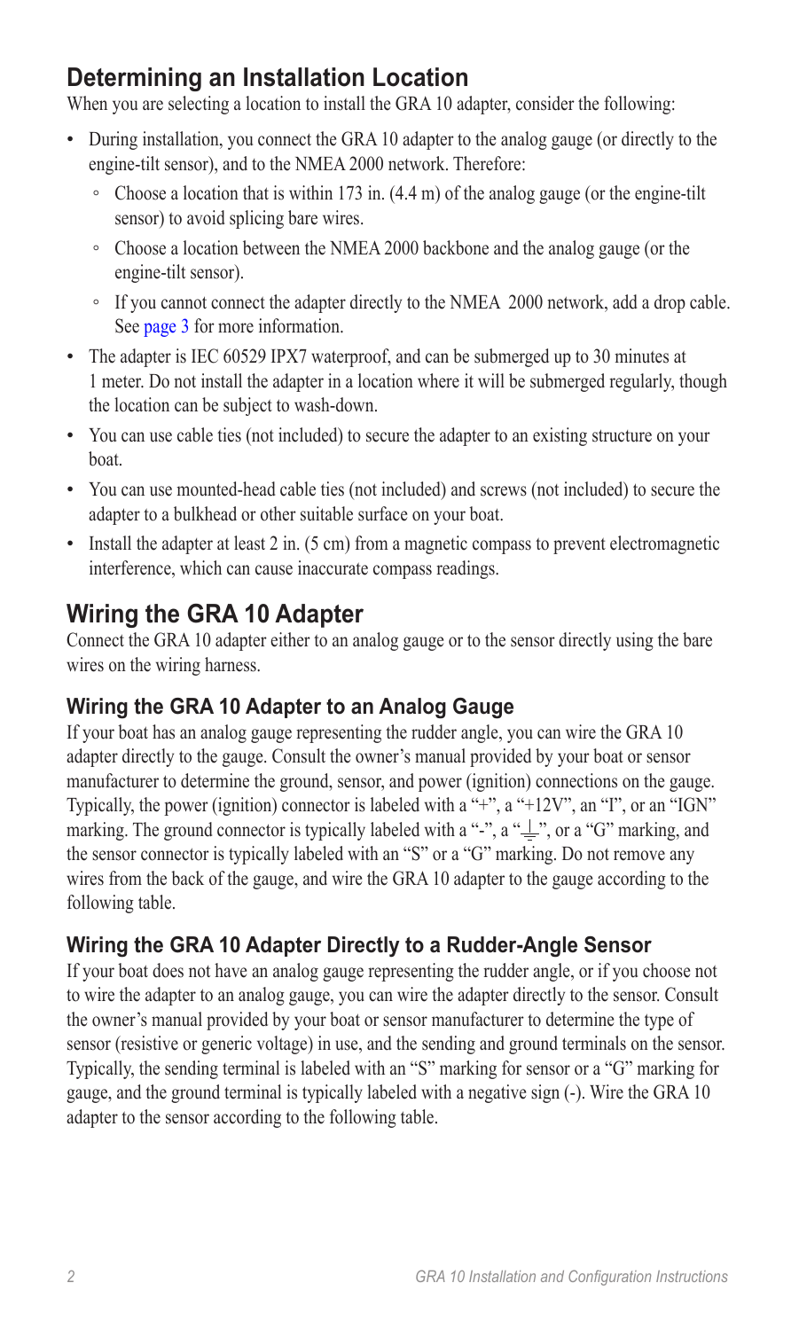## Determining an Installation Location

When you are selecting a location to install the GRA 10 adapter, consider the following:

- During installation, you connect the GRA 10 adapter to the analog gauge (or directly to the engine-tilt sensor), and to the NMEA 2000 network. Therefore:
    - Choose a location that is within 173 in. (4.4 m) of the analog gauge (or the engine-tilt sensor) to avoid splicing bare wires.
    - Choose a location between the NMEA 2000 backbone and the analog gauge (or the engine-tilt sensor).
    - If you cannot connect the adapter directly to the NMEA 2000 network, add a drop cable. See page 3 for more information.
- The adapter is IEC 60529 IPX7 waterproof, and can be submerged up to 30 minutes at 1 meter. Do not install the adapter in a location where it will be submerged regularly, though the location can be subject to wash-down.
- You can use cable ties (not included) to secure the adapter to an existing structure on your boat.
- You can use mounted-head cable ties (not included) and screws (not included) to secure the adapter to a bulkhead or other suitable surface on your boat.
- Install the adapter at least 2 in. (5 cm) from a magnetic compass to prevent electromagnetic interference, which can cause inaccurate compass readings.

## Wiring the GRA 10 Adapter

Connect the GRA 10 adapter either to an analog gauge or to the sensor directly using the bare wires on the wiring harness.

### Wiring the GRA 10 Adapter to an Analog Gauge

If your boat has an analog gauge representing the rudder angle, you can wire the GRA 10 adapter directly to the gauge. Consult the owner's manual provided by your boat or sensor manufacturer to determine the ground, sensor, and power (ignition) connections on the gauge. Typically, the power (ignition) connector is labeled with a "+", a "+12V", an "I", or an "IGN" marking. The ground connector is typically labeled with a "-", a "⏚", or a "G" marking, and the sensor connector is typically labeled with an "S" or a "G" marking. Do not remove any wires from the back of the gauge, and wire the GRA 10 adapter to the gauge according to the following table.

### Wiring the GRA 10 Adapter Directly to a Rudder-Angle Sensor

If your boat does not have an analog gauge representing the rudder angle, or if you choose not to wire the adapter to an analog gauge, you can wire the adapter directly to the sensor. Consult the owner's manual provided by your boat or sensor manufacturer to determine the type of sensor (resistive or generic voltage) in use, and the sending and ground terminals on the sensor. Typically, the sending terminal is labeled with an "S" marking for sensor or a "G" marking for gauge, and the ground terminal is typically labeled with a negative sign (-). Wire the GRA 10 adapter to the sensor according to the following table.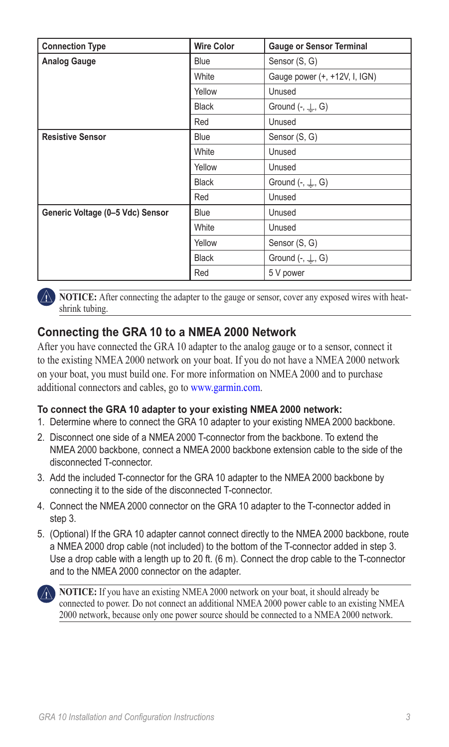| Connection Type | Wire Color | Gauge or Sensor Terminal |
| --- | --- | --- |
| **Analog Gauge** | Blue | Sensor (S, G) |
| | White | Gauge power (+, +12V, I, IGN) |
| | Yellow | Unused |
| | Black | Ground (-, ⏚, G) |
| | Red | Unused |
| **Resistive Sensor** | Blue | Sensor (S, G) |
| | White | Unused |
| | Yellow | Unused |
| | Black | Ground (-, ⏚, G) |
| | Red | Unused |
| **Generic Voltage (0–5 Vdc) Sensor** | Blue | Unused |
| | White | Unused |
| | Yellow | Sensor (S, G) |
| | Black | Ground (-, ⏚, G) |
| | Red | 5 V power |

**NOTICE:** After connecting the adapter to the gauge or sensor, cover any exposed wires with heat-shrink tubing.

## Connecting the GRA 10 to a NMEA 2000 Network

After you have connected the GRA 10 adapter to the analog gauge or to a sensor, connect it to the existing NMEA 2000 network on your boat. If you do not have a NMEA 2000 network on your boat, you must build one. For more information on NMEA 2000 and to purchase additional connectors and cables, go to www.garmin.com.

**To connect the GRA 10 adapter to your existing NMEA 2000 network:**

1. Determine where to connect the GRA 10 adapter to your existing NMEA 2000 backbone.
2. Disconnect one side of a NMEA 2000 T-connector from the backbone. To extend the NMEA 2000 backbone, connect a NMEA 2000 backbone extension cable to the side of the disconnected T-connector.
3. Add the included T-connector for the GRA 10 adapter to the NMEA 2000 backbone by connecting it to the side of the disconnected T-connector.
4. Connect the NMEA 2000 connector on the GRA 10 adapter to the T-connector added in step 3.
5. (Optional) If the GRA 10 adapter cannot connect directly to the NMEA 2000 backbone, route a NMEA 2000 drop cable (not included) to the bottom of the T-connector added in step 3. Use a drop cable with a length up to 20 ft. (6 m). Connect the drop cable to the T-connector and to the NMEA 2000 connector on the adapter.

**NOTICE:** If you have an existing NMEA 2000 network on your boat, it should already be connected to power. Do not connect an additional NMEA 2000 power cable to an existing NMEA 2000 network, because only one power source should be connected to a NMEA 2000 network.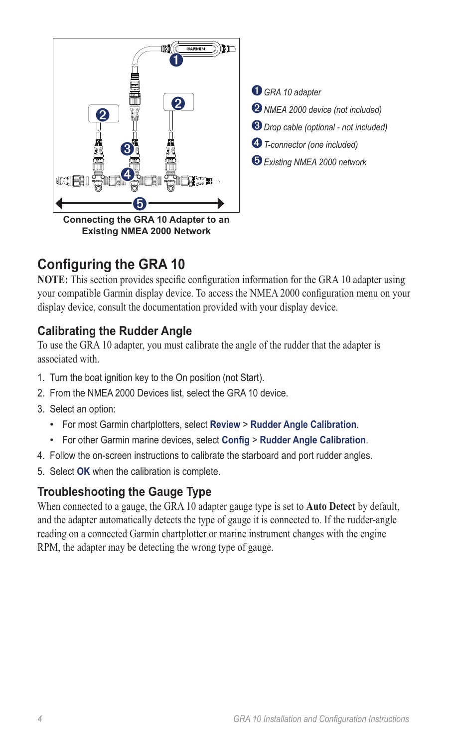1. GRA 10 adapter
2. NMEA 2000 device (not included)
3. Drop cable (optional - not included)
4. T-connector (one included)
5. Existing NMEA 2000 network

**Connecting the GRA 10 Adapter to an Existing NMEA 2000 Network**

## Configuring the GRA 10

**NOTE:** This section provides specific configuration information for the GRA 10 adapter using your compatible Garmin display device. To access the NMEA 2000 configuration menu on your display device, consult the documentation provided with your display device.

### Calibrating the Rudder Angle

To use the GRA 10 adapter, you must calibrate the angle of the rudder that the adapter is associated with.

1. Turn the boat ignition key to the On position (not Start).
2. From the NMEA 2000 Devices list, select the GRA 10 device.
3. Select an option:
   - For most Garmin chartplotters, select **Review** > **Rudder Angle Calibration**.
   - For other Garmin marine devices, select **Config** > **Rudder Angle Calibration**.
4. Follow the on-screen instructions to calibrate the starboard and port rudder angles.
5. Select **OK** when the calibration is complete.

### Troubleshooting the Gauge Type

When connected to a gauge, the GRA 10 adapter gauge type is set to **Auto Detect** by default, and the adapter automatically detects the type of gauge it is connected to. If the rudder-angle reading on a connected Garmin chartplotter or marine instrument changes with the engine RPM, the adapter may be detecting the wrong type of gauge.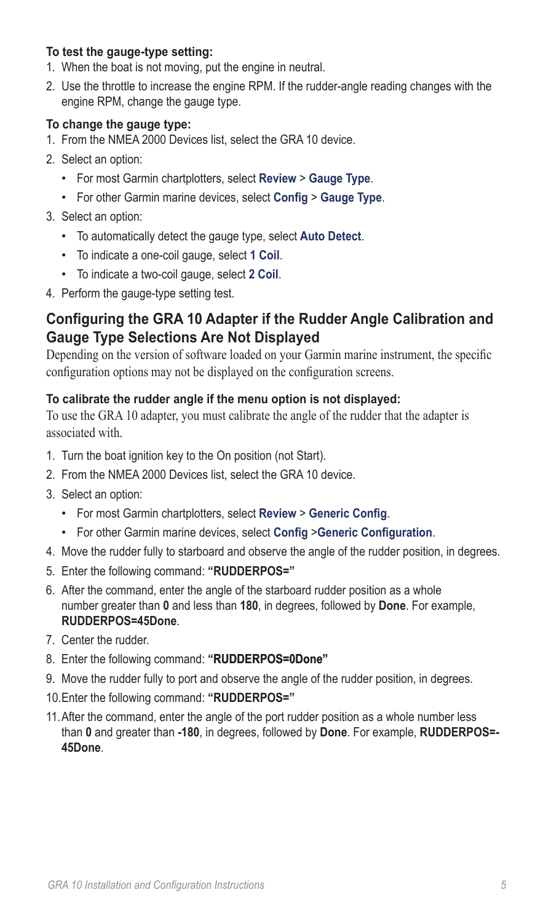**To test the gauge-type setting:**

1. When the boat is not moving, put the engine in neutral.
2. Use the throttle to increase the engine RPM. If the rudder-angle reading changes with the engine RPM, change the gauge type.

**To change the gauge type:**

1. From the NMEA 2000 Devices list, select the GRA 10 device.
2. Select an option:
   - For most Garmin chartplotters, select **Review** > **Gauge Type**.
   - For other Garmin marine devices, select **Config** > **Gauge Type**.
3. Select an option:
   - To automatically detect the gauge type, select **Auto Detect**.
   - To indicate a one-coil gauge, select **1 Coil**.
   - To indicate a two-coil gauge, select **2 Coil**.
4. Perform the gauge-type setting test.

## Configuring the GRA 10 Adapter if the Rudder Angle Calibration and Gauge Type Selections Are Not Displayed

Depending on the version of software loaded on your Garmin marine instrument, the specific configuration options may not be displayed on the configuration screens.

**To calibrate the rudder angle if the menu option is not displayed:**

To use the GRA 10 adapter, you must calibrate the angle of the rudder that the adapter is associated with.

1. Turn the boat ignition key to the On position (not Start).
2. From the NMEA 2000 Devices list, select the GRA 10 device.
3. Select an option:
   - For most Garmin chartplotters, select **Review** > **Generic Config**.
   - For other Garmin marine devices, select **Config** >**Generic Configuration**.
4. Move the rudder fully to starboard and observe the angle of the rudder position, in degrees.
5. Enter the following command: **"RUDDERPOS="**
6. After the command, enter the angle of the starboard rudder position as a whole number greater than **0** and less than **180**, in degrees, followed by **Done**. For example, **RUDDERPOS=45Done**.
7. Center the rudder.
8. Enter the following command: **"RUDDERPOS=0Done"**
9. Move the rudder fully to port and observe the angle of the rudder position, in degrees.
10. Enter the following command: **"RUDDERPOS="**
11. After the command, enter the angle of the port rudder position as a whole number less than **0** and greater than **-180**, in degrees, followed by **Done**. For example, **RUDDERPOS=-45Done**.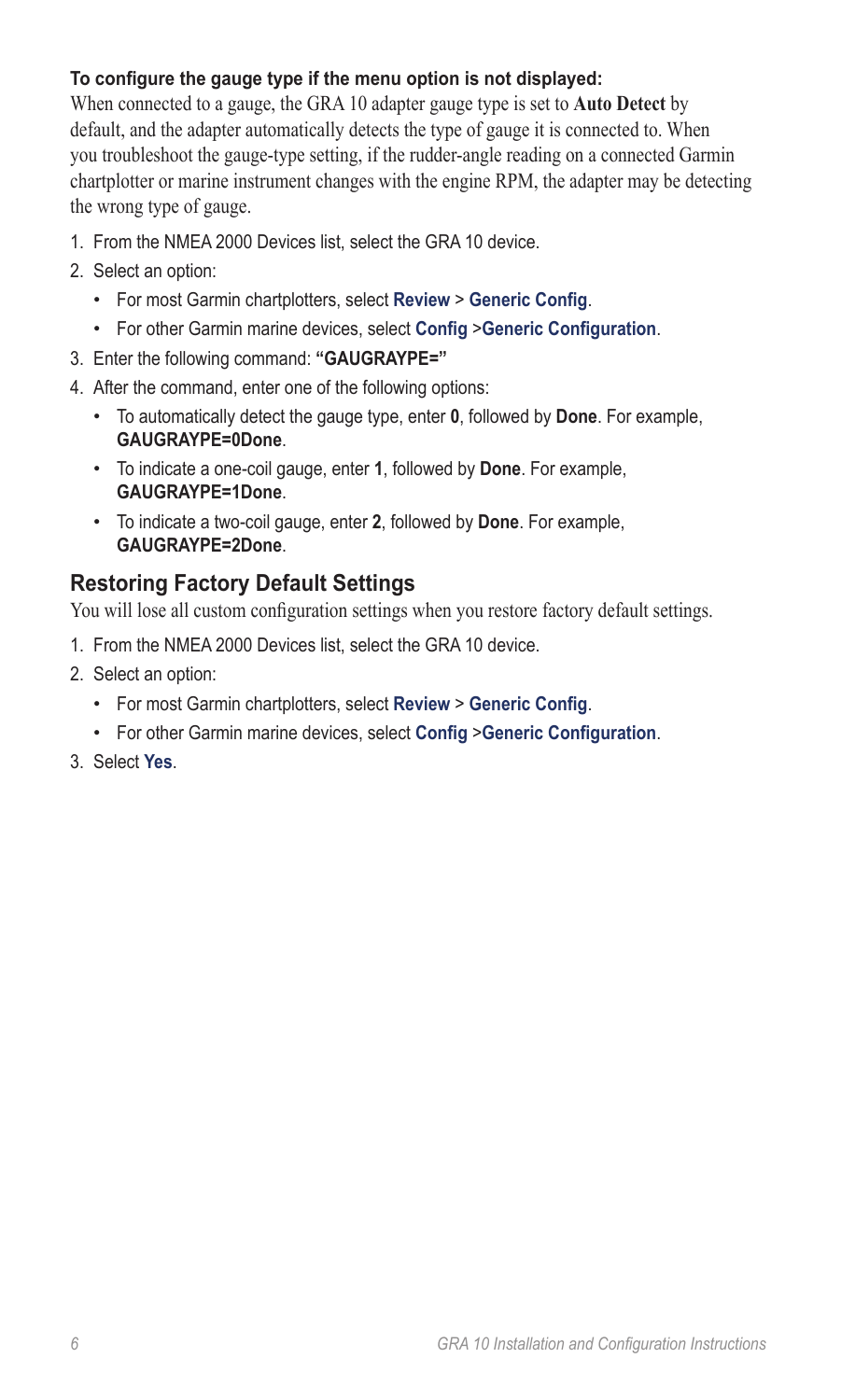**To configure the gauge type if the menu option is not displayed:**

When connected to a gauge, the GRA 10 adapter gauge type is set to **Auto Detect** by default, and the adapter automatically detects the type of gauge it is connected to. When you troubleshoot the gauge-type setting, if the rudder-angle reading on a connected Garmin chartplotter or marine instrument changes with the engine RPM, the adapter may be detecting the wrong type of gauge.

1. From the NMEA 2000 Devices list, select the GRA 10 device.
2. Select an option:
   - For most Garmin chartplotters, select **Review** > **Generic Config**.
   - For other Garmin marine devices, select **Config** >**Generic Configuration**.
3. Enter the following command: **"GAUGRAYPE="**
4. After the command, enter one of the following options:
   - To automatically detect the gauge type, enter **0**, followed by **Done**. For example, **GAUGRAYPE=0Done**.
   - To indicate a one-coil gauge, enter **1**, followed by **Done**. For example, **GAUGRAYPE=1Done**.
   - To indicate a two-coil gauge, enter **2**, followed by **Done**. For example, **GAUGRAYPE=2Done**.

## Restoring Factory Default Settings

You will lose all custom configuration settings when you restore factory default settings.

1. From the NMEA 2000 Devices list, select the GRA 10 device.
2. Select an option:
   - For most Garmin chartplotters, select **Review** > **Generic Config**.
   - For other Garmin marine devices, select **Config** >**Generic Configuration**.
3. Select **Yes**.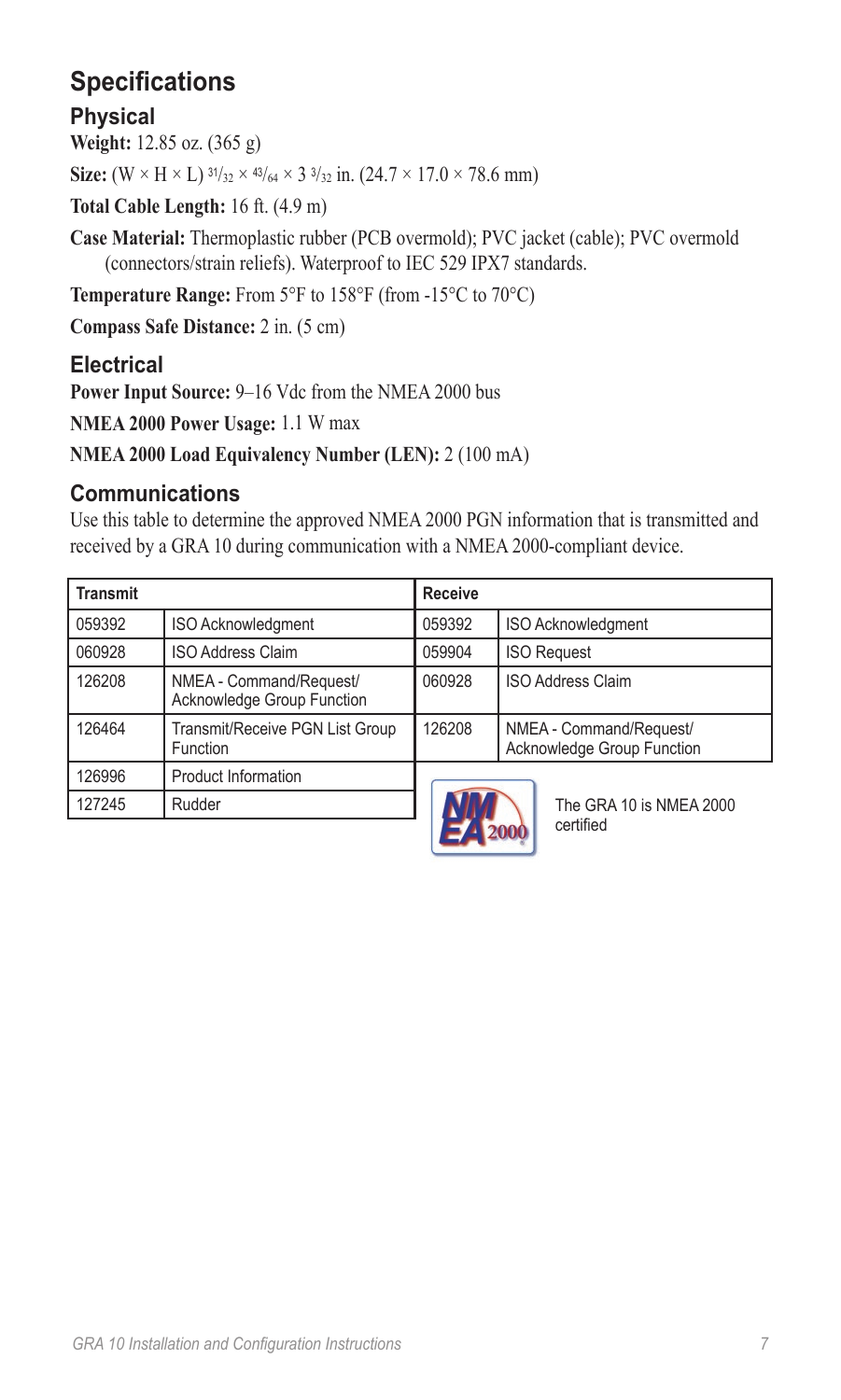# Specifications

## Physical

**Weight:** 12.85 oz. (365 g)

**Size:** (W × H × L) $^{31}/_{32}$ × $^{43}/_{64}$ × 3 $^{3}/_{32}$ in. (24.7 × 17.0 × 78.6 mm)

**Total Cable Length:** 16 ft. (4.9 m)

**Case Material:** Thermoplastic rubber (PCB overmold); PVC jacket (cable); PVC overmold (connectors/strain reliefs). Waterproof to IEC 529 IPX7 standards.

**Temperature Range:** From 5°F to 158°F (from -15°C to 70°C)

**Compass Safe Distance:** 2 in. (5 cm)

## Electrical

**Power Input Source:** 9–16 Vdc from the NMEA 2000 bus

**NMEA 2000 Power Usage:** 1.1 W max

**NMEA 2000 Load Equivalency Number (LEN):** 2 (100 mA)

## Communications

Use this table to determine the approved NMEA 2000 PGN information that is transmitted and received by a GRA 10 during communication with a NMEA 2000-compliant device.

| Transmit | | Receive | |
|---|---|---|---|
| 059392 | ISO Acknowledgment | 059392 | ISO Acknowledgment |
| 060928 | ISO Address Claim | 059904 | ISO Request |
| 126208 | NMEA - Command/Request/ Acknowledge Group Function | 060928 | ISO Address Claim |
| 126464 | Transmit/Receive PGN List Group Function | 126208 | NMEA - Command/Request/ Acknowledge Group Function |
| 126996 | Product Information | | |
| 127245 | Rudder | | |

The GRA 10 is NMEA 2000 certified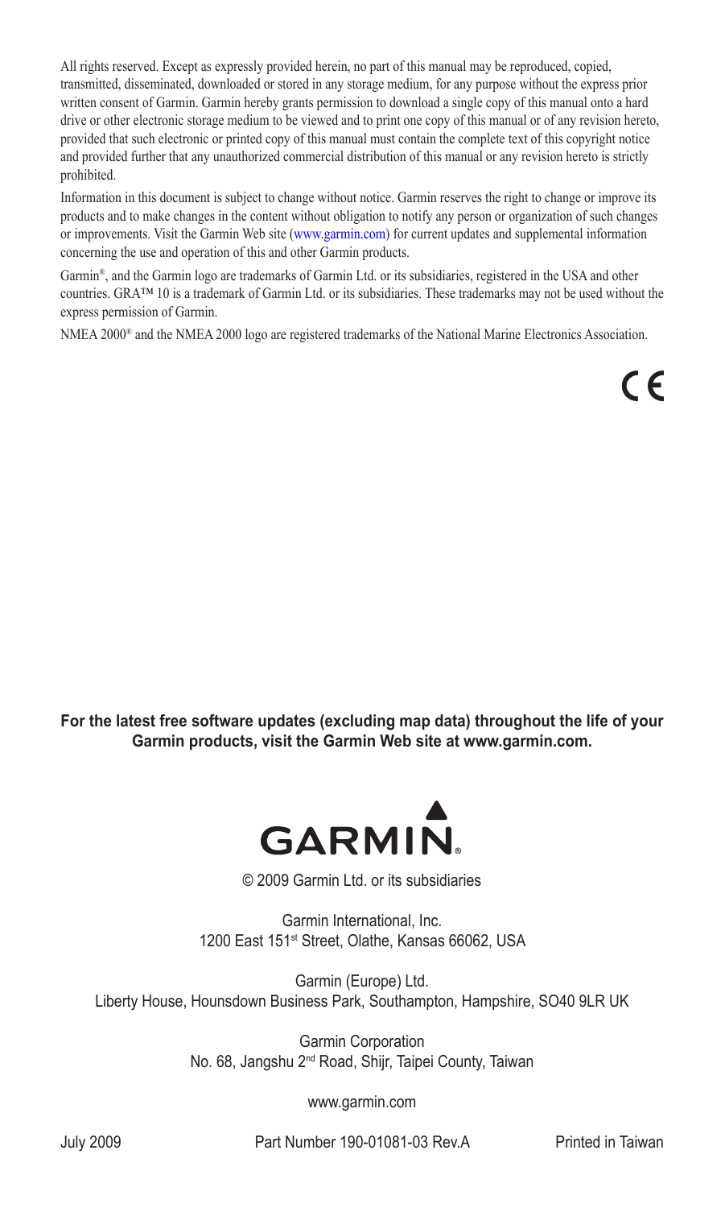All rights reserved. Except as expressly provided herein, no part of this manual may be reproduced, copied, transmitted, disseminated, downloaded or stored in any storage medium, for any purpose without the express prior written consent of Garmin. Garmin hereby grants permission to download a single copy of this manual onto a hard drive or other electronic storage medium to be viewed and to print one copy of this manual or of any revision hereto, provided that such electronic or printed copy of this manual must contain the complete text of this copyright notice and provided further that any unauthorized commercial distribution of this manual or any revision hereto is strictly prohibited.

Information in this document is subject to change without notice. Garmin reserves the right to change or improve its products and to make changes in the content without obligation to notify any person or organization of such changes or improvements. Visit the Garmin Web site (www.garmin.com) for current updates and supplemental information concerning the use and operation of this and other Garmin products.

Garmin®, and the Garmin logo are trademarks of Garmin Ltd. or its subsidiaries, registered in the USA and other countries. GRA™ 10 is a trademark of Garmin Ltd. or its subsidiaries. These trademarks may not be used without the express permission of Garmin.

NMEA 2000® and the NMEA 2000 logo are registered trademarks of the National Marine Electronics Association.

CE

**For the latest free software updates (excluding map data) throughout the life of your Garmin products, visit the Garmin Web site at www.garmin.com.**

GARMIN

© 2009 Garmin Ltd. or its subsidiaries

Garmin International, Inc.
1200 East 151st Street, Olathe, Kansas 66062, USA

Garmin (Europe) Ltd.
Liberty House, Hounsdown Business Park, Southampton, Hampshire, SO40 9LR UK

Garmin Corporation
No. 68, Jangshu 2nd Road, Shijr, Taipei County, Taiwan

www.garmin.com

July 2009 Part Number 190-01081-03 Rev.A Printed in Taiwan